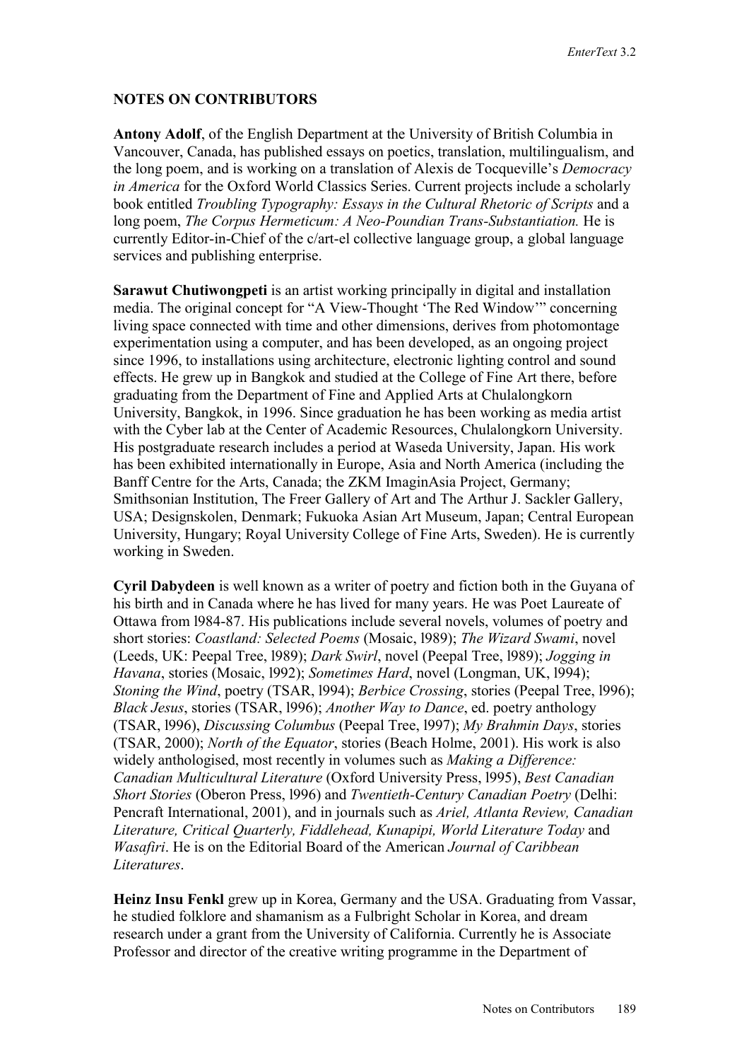## NOTES ON CONTRIBUTORS

**Antony Adolf**, of the English Department at the University of British Columbia in Vancouver, Canada, has published essays on poetics, translation, multilingualism, and the long poem, and is working on a translation of Alexis de Tocqueville's *Democracy in America* for the Oxford World Classics Series. Current projects include a scholarly book entitled *Troubling Typography: Essays in the Cultural Rhetoric of Scripts* and a long poem, *The Corpus Hermeticum: A Neo-Poundian Trans-Substantiation.* He is currently Editor-in-Chief of the c/art-el collective language group, a global language services and publishing enterprise.

**Sarawut Chutiwongpeti** is an artist working principally in digital and installation media. The original concept for "A View-Thought 'The Red Window'" concerning living space connected with time and other dimensions, derives from photomontage experimentation using a computer, and has been developed, as an ongoing project since 1996, to installations using architecture, electronic lighting control and sound effects. He grew up in Bangkok and studied at the College of Fine Art there, before graduating from the Department of Fine and Applied Arts at Chulalongkorn University, Bangkok, in 1996. Since graduation he has been working as media artist with the Cyber lab at the Center of Academic Resources, Chulalongkorn University. His postgraduate research includes a period at Waseda University, Japan. His work has been exhibited internationally in Europe, Asia and North America (including the Banff Centre for the Arts, Canada; the ZKM ImaginAsia Project, Germany; Smithsonian Institution, The Freer Gallery of Art and The Arthur J. Sackler Gallery, USA; Designskolen, Denmark; Fukuoka Asian Art Museum, Japan; Central European University, Hungary; Royal University College of Fine Arts, Sweden). He is currently working in Sweden.

**Cyril Dabydeen** is well known as a writer of poetry and fiction both in the Guyana of his birth and in Canada where he has lived for many years. He was Poet Laureate of Ottawa from l984-87. His publications include several novels, volumes of poetry and short stories: *Coastland: Selected Poems* (Mosaic, l989); *The Wizard Swami*, novel (Leeds, UK: Peepal Tree, l989); *Dark Swirl*, novel (Peepal Tree, l989); *Jogging in Havana*, stories (Mosaic, l992); *Sometimes Hard*, novel (Longman, UK, l994); *Stoning the Wind*, poetry (TSAR, l994); *Berbice Crossing*, stories (Peepal Tree, l996); *Black Jesus*, stories (TSAR, l996); *Another Way to Dance*, ed. poetry anthology (TSAR, l996), *Discussing Columbus* (Peepal Tree, l997); *My Brahmin Days*, stories (TSAR, 2000); *North of the Equator*, stories (Beach Holme, 2001). His work is also widely anthologised, most recently in volumes such as *Making a Difference: Canadian Multicultural Literature* (Oxford University Press, l995), *Best Canadian Short Stories* (Oberon Press, l996) and *Twentieth-Century Canadian Poetry* (Delhi: Pencraft International, 2001), and in journals such as *Ariel, Atlanta Review, Canadian Literature, Critical Quarterly, Fiddlehead, Kunapipi, World Literature Today* and *Wasafiri*. He is on the Editorial Board of the American *Journal of Caribbean Literatures*.

**Heinz Insu Fenkl** grew up in Korea, Germany and the USA. Graduating from Vassar, he studied folklore and shamanism as a Fulbright Scholar in Korea, and dream research under a grant from the University of California. Currently he is Associate Professor and director of the creative writing programme in the Department of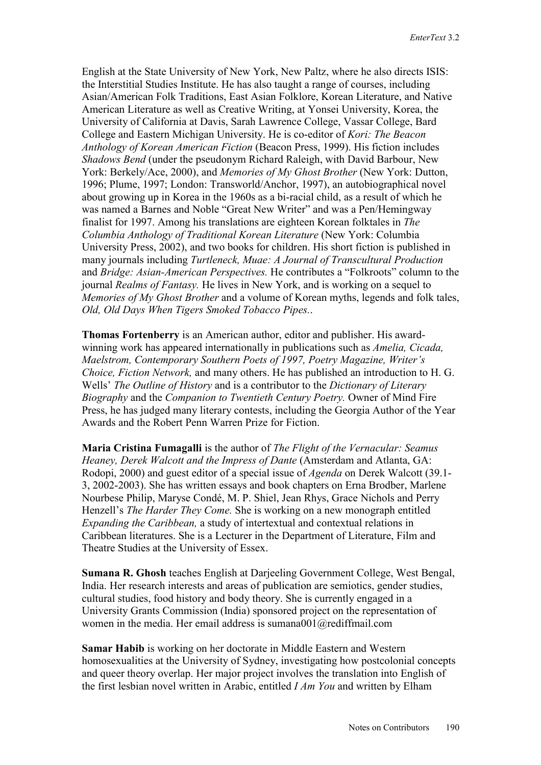English at the State University of New York, New Paltz, where he also directs ISIS: the Interstitial Studies Institute. He has also taught a range of courses, including Asian/American Folk Traditions, East Asian Folklore, Korean Literature, and Native American Literature as well as Creative Writing, at Yonsei University, Korea, the University of California at Davis, Sarah Lawrence College, Vassar College, Bard College and Eastern Michigan University. He is co-editor of *Kori: The Beacon Anthology of Korean American Fiction* (Beacon Press, 1999). His fiction includes *Shadows Bend* (under the pseudonym Richard Raleigh, with David Barbour, New York: Berkely/Ace, 2000), and *Memories of My Ghost Brother* (New York: Dutton, 1996; Plume, 1997; London: Transworld/Anchor, 1997), an autobiographical novel about growing up in Korea in the 1960s as a bi-racial child, as a result of which he was named a Barnes and Noble "Great New Writer" and was a Pen/Hemingway finalist for 1997. Among his translations are eighteen Korean folktales in *The Columbia Anthology of Traditional Korean Literature* (New York: Columbia University Press, 2002), and two books for children. His short fiction is published in many journals including *Turtleneck, Muae: A Journal of Transcultural Production* and *Bridge: Asian-American Perspectives.* He contributes a "Folkroots" column to the journal *Realms of Fantasy.* He lives in New York, and is working on a sequel to *Memories of My Ghost Brother* and a volume of Korean myths, legends and folk tales, *Old, Old Days When Tigers Smoked Tobacco Pipes.*.

**Thomas Fortenberry** is an American author, editor and publisher. His award-winning work has appeared internationally in publications such as *Amelia, Cicada, Maelstrom, Contemporary Southern Poets of 1997, Poetry Magazine, Writer's Choice, Fiction Network,* and many others. He has published an introduction to H. G. Wells' *The Outline of History* and is a contributor to the *Dictionary of Literary Biography* and the *Companion to Twentieth Century Poetry.* Owner of Mind Fire Press, he has judged many literary contests, including the Georgia Author of the Year Awards and the Robert Penn Warren Prize for Fiction.

**Maria Cristina Fumagalli** is the author of *The Flight of the Vernacular: Seamus Heaney, Derek Walcott and the Impress of Dante* (Amsterdam and Atlanta, GA: Rodopi, 2000) and guest editor of a special issue of *Agenda* on Derek Walcott (39.1-3, 2002-2003). She has written essays and book chapters on Erna Brodber, Marlene Nourbese Philip, Maryse Condé, M. P. Shiel, Jean Rhys, Grace Nichols and Perry Henzell's *The Harder They Come.* She is working on a new monograph entitled *Expanding the Caribbean,* a study of intertextual and contextual relations in Caribbean literatures. She is a Lecturer in the Department of Literature, Film and Theatre Studies at the University of Essex.

**Sumana R. Ghosh** teaches English at Darjeeling Government College, West Bengal, India. Her research interests and areas of publication are semiotics, gender studies, cultural studies, food history and body theory. She is currently engaged in a University Grants Commission (India) sponsored project on the representation of women in the media. Her email address is sumana001@rediffmail.com

**Samar Habib** is working on her doctorate in Middle Eastern and Western homosexualities at the University of Sydney, investigating how postcolonial concepts and queer theory overlap. Her major project involves the translation into English of the first lesbian novel written in Arabic, entitled *I Am You* and written by Elham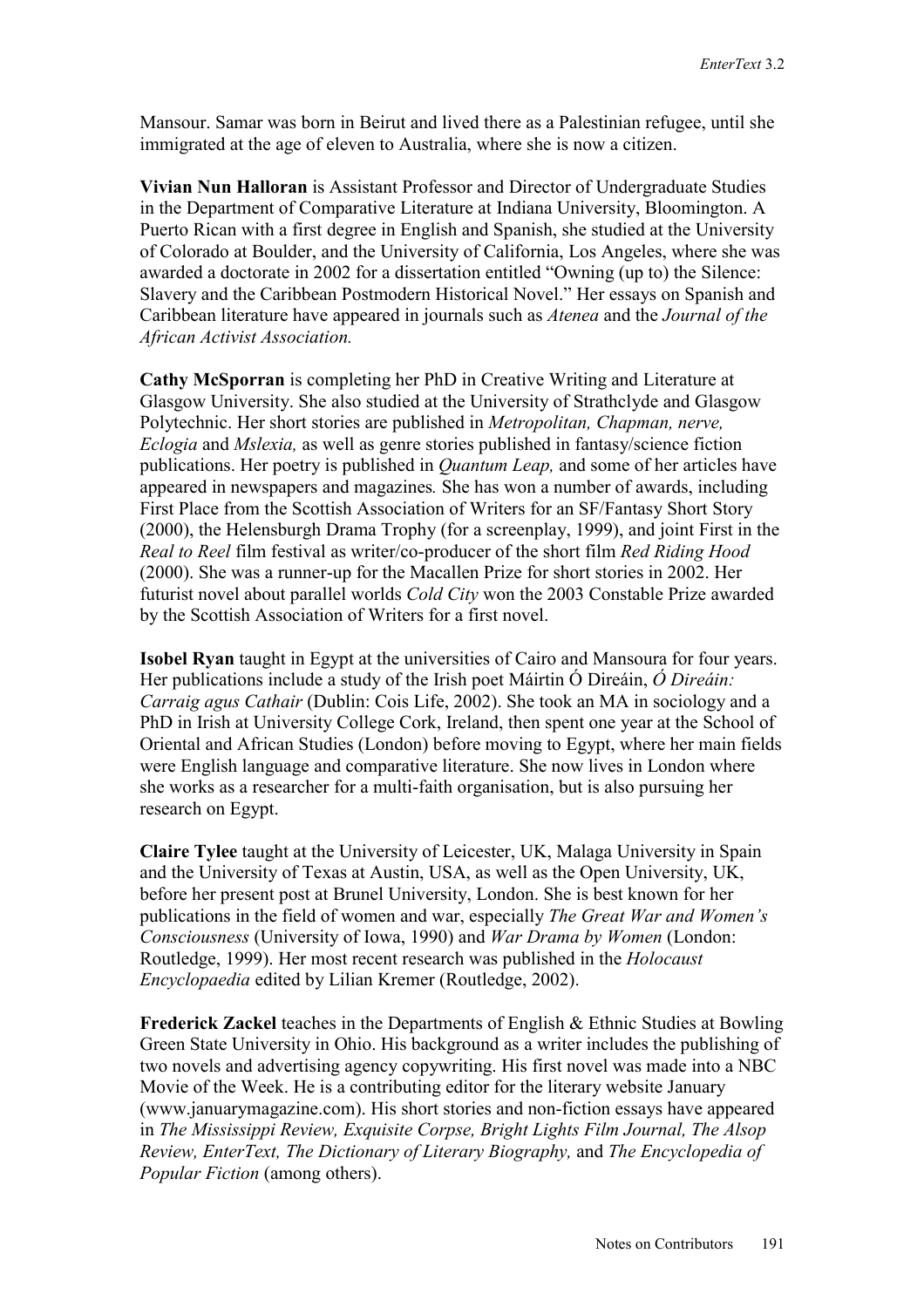Mansour. Samar was born in Beirut and lived there as a Palestinian refugee, until she immigrated at the age of eleven to Australia, where she is now a citizen.

**Vivian Nun Halloran** is Assistant Professor and Director of Undergraduate Studies in the Department of Comparative Literature at Indiana University, Bloomington. A Puerto Rican with a first degree in English and Spanish, she studied at the University of Colorado at Boulder, and the University of California, Los Angeles, where she was awarded a doctorate in 2002 for a dissertation entitled "Owning (up to) the Silence: Slavery and the Caribbean Postmodern Historical Novel." Her essays on Spanish and Caribbean literature have appeared in journals such as *Atenea* and the *Journal of the African Activist Association.*

**Cathy McSporran** is completing her PhD in Creative Writing and Literature at Glasgow University. She also studied at the University of Strathclyde and Glasgow Polytechnic. Her short stories are published in *Metropolitan, Chapman, nerve, Eclogia* and *Mslexia,* as well as genre stories published in fantasy/science fiction publications. Her poetry is published in *Quantum Leap,* and some of her articles have appeared in newspapers and magazines*.* She has won a number of awards, including First Place from the Scottish Association of Writers for an SF/Fantasy Short Story (2000), the Helensburgh Drama Trophy (for a screenplay, 1999), and joint First in the *Real to Reel* film festival as writer/co-producer of the short film *Red Riding Hood* (2000). She was a runner-up for the Macallen Prize for short stories in 2002. Her futurist novel about parallel worlds *Cold City* won the 2003 Constable Prize awarded by the Scottish Association of Writers for a first novel.

**Isobel Ryan** taught in Egypt at the universities of Cairo and Mansoura for four years. Her publications include a study of the Irish poet Máirtin Ó Direáin, *Ó Direáin: Carraig agus Cathair* (Dublin: Cois Life, 2002). She took an MA in sociology and a PhD in Irish at University College Cork, Ireland, then spent one year at the School of Oriental and African Studies (London) before moving to Egypt, where her main fields were English language and comparative literature. She now lives in London where she works as a researcher for a multi-faith organisation, but is also pursuing her research on Egypt.

**Claire Tylee** taught at the University of Leicester, UK, Malaga University in Spain and the University of Texas at Austin, USA, as well as the Open University, UK, before her present post at Brunel University, London. She is best known for her publications in the field of women and war, especially *The Great War and Women's Consciousness* (University of Iowa, 1990) and *War Drama by Women* (London: Routledge, 1999). Her most recent research was published in the *Holocaust Encyclopaedia* edited by Lilian Kremer (Routledge, 2002).

**Frederick Zackel** teaches in the Departments of English & Ethnic Studies at Bowling Green State University in Ohio. His background as a writer includes the publishing of two novels and advertising agency copywriting. His first novel was made into a NBC Movie of the Week. He is a contributing editor for the literary website January (www.januarymagazine.com). His short stories and non-fiction essays have appeared in *The Mississippi Review, Exquisite Corpse, Bright Lights Film Journal, The Alsop Review, EnterText, The Dictionary of Literary Biography,* and *The Encyclopedia of Popular Fiction* (among others).